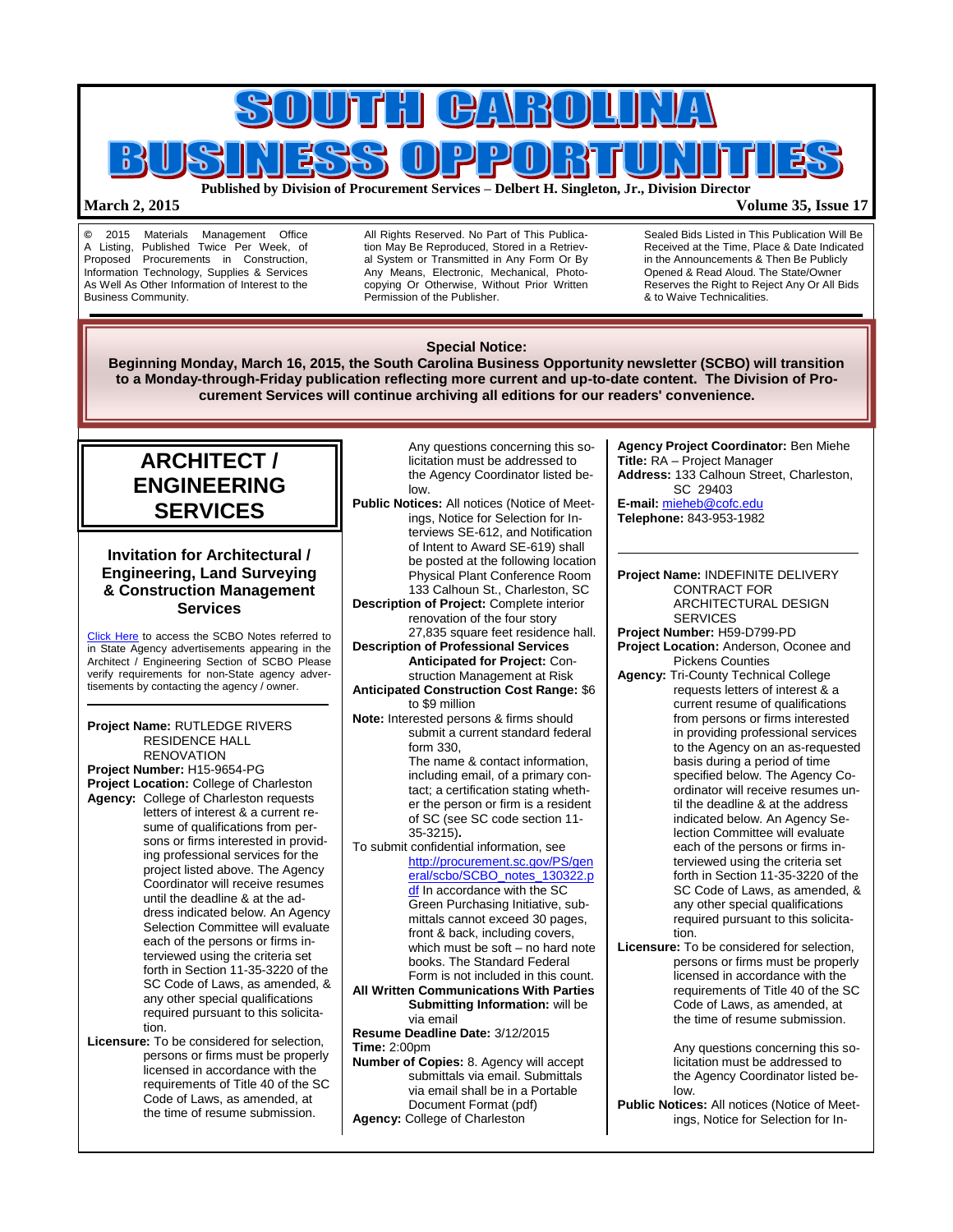# SOUTH CAROLINA BUSINESS OPPORTUNITIES

**Published by Division of Procurement Services – Delbert H. Singleton, Jr., Division Director**

**March 2, 2015** **Volume 35, Issue 17**

© 2015 Materials Management Office A Listing, Published Twice Per Week, of Proposed Procurements in Construction, Information Technology, Supplies & Services As Well As Other Information of Interest to the Business Community.

All Rights Reserved. No Part of This Publication May Be Reproduced, Stored in a Retrieval System or Transmitted in Any Form Or By Any Means, Electronic, Mechanical, Photocopying Or Otherwise, Without Prior Written Permission of the Publisher.

Sealed Bids Listed in This Publication Will Be Received at the Time, Place & Date Indicated in the Announcements & Then Be Publicly Opened & Read Aloud. The State/Owner Reserves the Right to Reject Any Or All Bids & to Waive Technicalities.

**Special Notice:**

**Beginning Monday, March 16, 2015, the South Carolina Business Opportunity newsletter (SCBO) will transition to a Monday-through-Friday publication reflecting more current and up-to-date content. The Division of Procurement Services will continue archiving all editions for our readers' convenience.**

## ARCHITECT / ENGINEERING SERVICES

### Invitation for Architectural / Engineering, Land Surveying & Construction Management Services

Click Here to access the SCBO Notes referred to in State Agency advertisements appearing in the Architect / Engineering Section of SCBO Please verify requirements for non-State agency advertisements by contacting the agency / owner.

---

**Project Name:** RUTLEDGE RIVERS RESIDENCE HALL RENOVATION
**Project Number:** H15-9654-PG
**Project Location:** College of Charleston
**Agency:** College of Charleston requests letters of interest & a current resume of qualifications from persons or firms interested in providing professional services for the project listed above. The Agency Coordinator will receive resumes until the deadline & at the address indicated below. An Agency Selection Committee will evaluate each of the persons or firms interviewed using the criteria set forth in Section 11-35-3220 of the SC Code of Laws, as amended, & any other special qualifications required pursuant to this solicitation.
**Licensure:** To be considered for selection, persons or firms must be properly licensed in accordance with the requirements of Title 40 of the SC Code of Laws, as amended, at the time of resume submission.

Any questions concerning this solicitation must be addressed to the Agency Coordinator listed below.
**Public Notices:** All notices (Notice of Meetings, Notice for Selection for Interviews SE-612, and Notification of Intent to Award SE-619) shall be posted at the following location Physical Plant Conference Room 133 Calhoun St., Charleston, SC
**Description of Project:** Complete interior renovation of the four story 27,835 square feet residence hall.
**Description of Professional Services Anticipated for Project:** Construction Management at Risk
**Anticipated Construction Cost Range:** $6 to $9 million
**Note:** Interested persons & firms should submit a current standard federal form 330,
The name & contact information, including email, of a primary contact; a certification stating whether the person or firm is a resident of SC (see SC code section 11-35-3215)**.**
To submit confidential information, see http://procurement.sc.gov/PS/general/scbo/SCBO_notes_130322.pdf In accordance with the SC Green Purchasing Initiative, submittals cannot exceed 30 pages, front & back, including covers, which must be soft – no hard note books. The Standard Federal Form is not included in this count.
**All Written Communications With Parties Submitting Information:** will be via email
**Resume Deadline Date:** 3/12/2015
**Time:** 2:00pm
**Number of Copies:** 8. Agency will accept submittals via email. Submittals via email shall be in a Portable Document Format (pdf)
**Agency:** College of Charleston
**Agency Project Coordinator:** Ben Miehe
**Title:** RA – Project Manager
**Address:** 133 Calhoun Street, Charleston, SC 29403
**E-mail:** mieheb@cofc.edu
**Telephone:** 843-953-1982

---

**Project Name:** INDEFINITE DELIVERY CONTRACT FOR ARCHITECTURAL DESIGN SERVICES
**Project Number:** H59-D799-PD
**Project Location:** Anderson, Oconee and Pickens Counties
**Agency:** Tri-County Technical College requests letters of interest & a current resume of qualifications from persons or firms interested in providing professional services to the Agency on an as-requested basis during a period of time specified below. The Agency Coordinator will receive resumes until the deadline & at the address indicated below. An Agency Selection Committee will evaluate each of the persons or firms interviewed using the criteria set forth in Section 11-35-3220 of the SC Code of Laws, as amended, & any other special qualifications required pursuant to this solicitation.
**Licensure:** To be considered for selection, persons or firms must be properly licensed in accordance with the requirements of Title 40 of the SC Code of Laws, as amended, at the time of resume submission.

Any questions concerning this solicitation must be addressed to the Agency Coordinator listed below.
**Public Notices:** All notices (Notice of Meetings, Notice for Selection for In-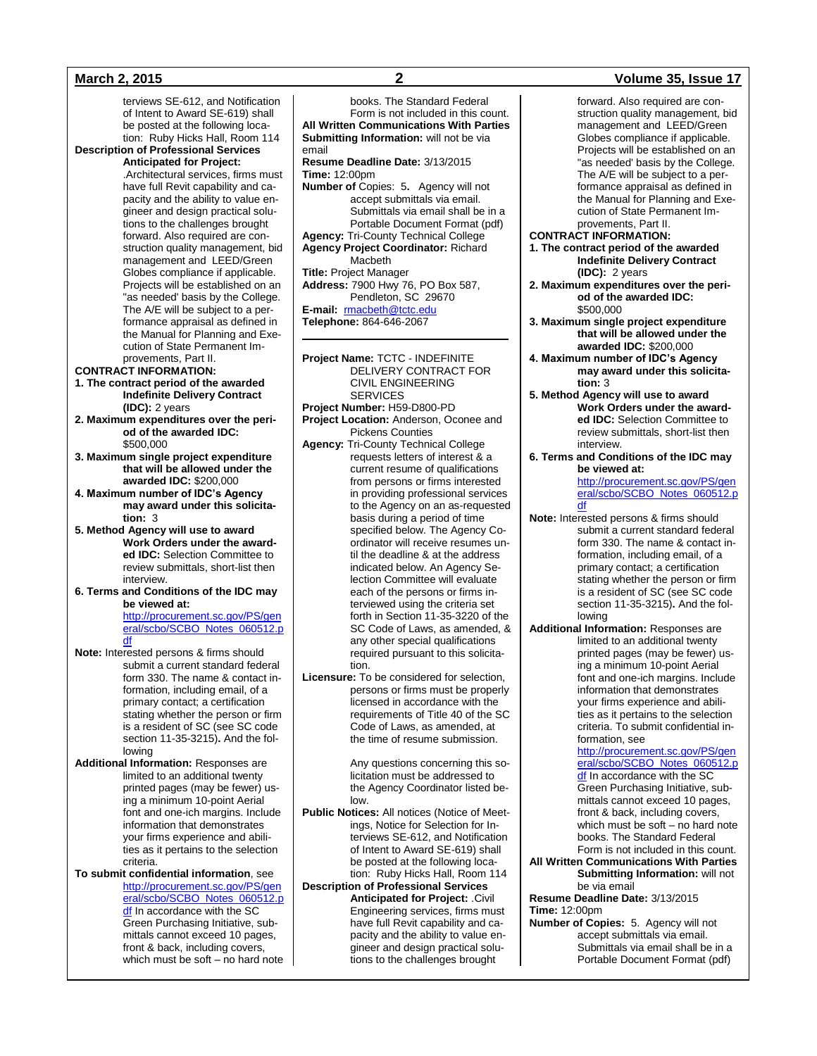terviews SE-612, and Notification of Intent to Award SE-619) shall be posted at the following location: Ruby Hicks Hall, Room 114

**Description of Professional Services Anticipated for Project:** .Architectural services, firms must have full Revit capability and capacity and the ability to value engineer and design practical solutions to the challenges brought forward. Also required are construction quality management, bid management and LEED/Green Globes compliance if applicable. Projects will be established on an "as needed' basis by the College. The A/E will be subject to a performance appraisal as defined in the Manual for Planning and Execution of State Permanent Improvements, Part II.

**CONTRACT INFORMATION:**

**1. The contract period of the awarded Indefinite Delivery Contract (IDC):** 2 years

**2. Maximum expenditures over the period of the awarded IDC:** $500,000

**3. Maximum single project expenditure that will be allowed under the awarded IDC:** $200,000

**4. Maximum number of IDC's Agency may award under this solicitation:** 3

**5. Method Agency will use to award Work Orders under the awarded IDC:** Selection Committee to review submittals, short-list then interview.

**6. Terms and Conditions of the IDC may be viewed at:** http://procurement.sc.gov/PS/general/scbo/SCBO_Notes_060512.pdf

**Note:** Interested persons & firms should submit a current standard federal form 330. The name & contact information, including email, of a primary contact; a certification stating whether the person or firm is a resident of SC (see SC code section 11-35-3215)**.** And the following

**Additional Information:** Responses are limited to an additional twenty printed pages (may be fewer) using a minimum 10-point Aerial font and one-ich margins. Include information that demonstrates your firms experience and abilities as it pertains to the selection criteria.

**To submit confidential information**, see http://procurement.sc.gov/PS/general/scbo/SCBO_Notes_060512.pdf In accordance with the SC Green Purchasing Initiative, submittals cannot exceed 10 pages, front & back, including covers, which must be soft – no hard note books. The Standard Federal Form is not included in this count.

**All Written Communications With Parties Submitting Information:** will not be via email

**Resume Deadline Date:** 3/13/2015

**Time:** 12:00pm

**Number of** Copies: 5**.** Agency will not accept submittals via email. Submittals via email shall be in a Portable Document Format (pdf)

**Agency:** Tri-County Technical College

**Agency Project Coordinator:** Richard Macbeth

**Title:** Project Manager

**Address:** 7900 Hwy 76, PO Box 587, Pendleton, SC 29670

**E-mail:** rmacbeth@tctc.edu

**Telephone:** 864-646-2067

---

**Project Name:** TCTC - INDEFINITE DELIVERY CONTRACT FOR CIVIL ENGINEERING SERVICES

**Project Number:** H59-D800-PD

**Project Location:** Anderson, Oconee and Pickens Counties

**Agency:** Tri-County Technical College requests letters of interest & a current resume of qualifications from persons or firms interested in providing professional services to the Agency on an as-requested basis during a period of time specified below. The Agency Coordinator will receive resumes until the deadline & at the address indicated below. An Agency Selection Committee will evaluate each of the persons or firms interviewed using the criteria set forth in Section 11-35-3220 of the SC Code of Laws, as amended, & any other special qualifications required pursuant to this solicitation.

**Licensure:** To be considered for selection, persons or firms must be properly licensed in accordance with the requirements of Title 40 of the SC Code of Laws, as amended, at the time of resume submission.

Any questions concerning this solicitation must be addressed to the Agency Coordinator listed below.

**Public Notices:** All notices (Notice of Meetings, Notice for Selection for Interviews SE-612, and Notification of Intent to Award SE-619) shall be posted at the following location: Ruby Hicks Hall, Room 114

**Description of Professional Services Anticipated for Project:** .Civil Engineering services, firms must have full Revit capability and capacity and the ability to value engineer and design practical solutions to the challenges brought forward. Also required are construction quality management, bid management and LEED/Green Globes compliance if applicable. Projects will be established on an "as needed' basis by the College. The A/E will be subject to a performance appraisal as defined in the Manual for Planning and Execution of State Permanent Improvements, Part II.

**CONTRACT INFORMATION:**

**1. The contract period of the awarded Indefinite Delivery Contract (IDC):** 2 years

**2. Maximum expenditures over the period of the awarded IDC:** $500,000

**3. Maximum single project expenditure that will be allowed under the awarded IDC:** $200,000

**4. Maximum number of IDC's Agency may award under this solicitation:** 3

**5. Method Agency will use to award Work Orders under the awarded IDC:** Selection Committee to review submittals, short-list then interview.

**6. Terms and Conditions of the IDC may be viewed at:** http://procurement.sc.gov/PS/general/scbo/SCBO_Notes_060512.pdf

**Note:** Interested persons & firms should submit a current standard federal form 330. The name & contact information, including email, of a primary contact; a certification stating whether the person or firm is a resident of SC (see SC code section 11-35-3215)**.** And the following

**Additional Information:** Responses are limited to an additional twenty printed pages (may be fewer) using a minimum 10-point Aerial font and one-ich margins. Include information that demonstrates your firms experience and abilities as it pertains to the selection criteria. To submit confidential information, see http://procurement.sc.gov/PS/general/scbo/SCBO_Notes_060512.pdf In accordance with the SC Green Purchasing Initiative, submittals cannot exceed 10 pages, front & back, including covers, which must be soft – no hard note books. The Standard Federal Form is not included in this count.

**All Written Communications With Parties Submitting Information:** will not be via email

**Resume Deadline Date:** 3/13/2015

**Time:** 12:00pm

**Number of Copies:** 5. Agency will not accept submittals via email. Submittals via email shall be in a Portable Document Format (pdf)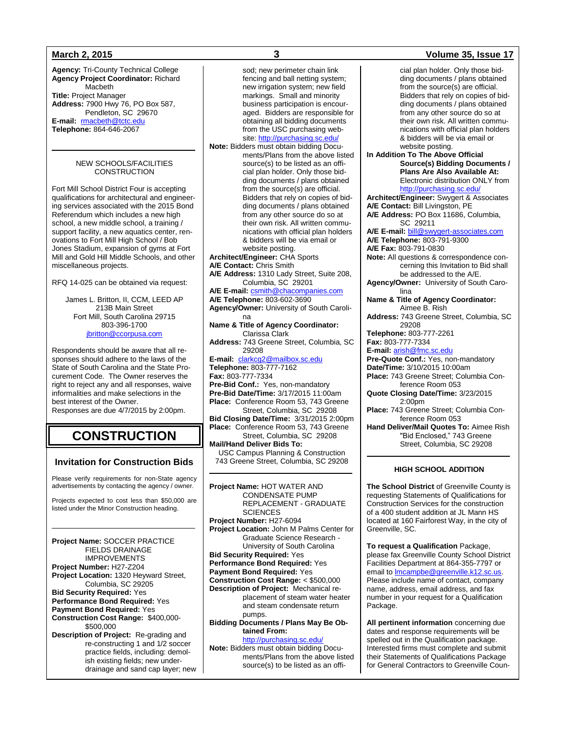**Agency:** Tri-County Technical College
**Agency Project Coordinator:** Richard Macbeth
**Title:** Project Manager
**Address:** 7900 Hwy 76, PO Box 587, Pendleton, SC 29670
**E-mail:** rmacbeth@tctc.edu
**Telephone:** 864-646-2067

---

NEW SCHOOLS/FACILITIES CONSTRUCTION

Fort Mill School District Four is accepting qualifications for architectural and engineering services associated with the 2015 Bond Referendum which includes a new high school, a new middle school, a training / support facility, a new aquatics center, renovations to Fort Mill High School / Bob Jones Stadium, expansion of gyms at Fort Mill and Gold Hill Middle Schools, and other miscellaneous projects.

RFQ 14-025 can be obtained via request:

James L. Britton, II, CCM, LEED AP
213B Main Street
Fort Mill, South Carolina 29715
803-396-1700
jbritton@ccorpusa.com

Respondents should be aware that all responses should adhere to the laws of the State of South Carolina and the State Procurement Code. The Owner reserves the right to reject any and all responses, waive informalities and make selections in the best interest of the Owner.
Responses are due 4/7/2015 by 2:00pm.

# CONSTRUCTION

## Invitation for Construction Bids

Please verify requirements for non-State agency advertisements by contacting the agency / owner.

Projects expected to cost less than $50,000 are listed under the Minor Construction heading.

---

**Project Name:** SOCCER PRACTICE FIELDS DRAINAGE IMPROVEMENTS
**Project Number:** H27-Z204
**Project Location:** 1320 Heyward Street, Columbia, SC 29205
**Bid Security Required:** Yes
**Performance Bond Required:** Yes
**Payment Bond Required:** Yes
**Construction Cost Range:** $400,000-$500,000
**Description of Project:** Re-grading and re-constructing 1 and 1/2 soccer practice fields, including: demolish existing fields; new underdrainage and sand cap layer; new sod; new perimeter chain link fencing and ball netting system; new irrigation system; new field markings. Small and minority business participation is encouraged. Bidders are responsible for obtaining all bidding documents from the USC purchasing website: http://purchasing.sc.edu/
**Note:** Bidders must obtain bidding Documents/Plans from the above listed source(s) to be listed as an official plan holder. Only those bidding documents / plans obtained from the source(s) are official. Bidders that rely on copies of bidding documents / plans obtained from any other source do so at their own risk. All written communications with official plan holders & bidders will be via email or website posting.
**Architect/Engineer:** CHA Sports
**A/E Contact:** Chris Smith
**A/E Address:** 1310 Lady Street, Suite 208, Columbia, SC 29201
**A/E E-mail:** csmith@chacompanies.com
**A/E Telephone:** 803-602-3690
**Agency/Owner:** University of South Carolina
**Name & Title of Agency Coordinator:** Clarissa Clark
**Address:** 743 Greene Street, Columbia, SC 29208
**E-mail:** clarkcg2@mailbox.sc.edu
**Telephone:** 803-777-7162
**Fax:** 803-777-7334
**Pre-Bid Conf.:** Yes, non-mandatory
**Pre-Bid Date/Time:** 3/17/2015 11:00am
**Place:** Conference Room 53, 743 Greene Street, Columbia, SC 29208
**Bid Closing Date/Time:** 3/31/2015 2:00pm
**Place:** Conference Room 53, 743 Greene Street, Columbia, SC 29208
**Mail/Hand Deliver Bids To:**
USC Campus Planning & Construction
743 Greene Street, Columbia, SC 29208

---

**Project Name:** HOT WATER AND CONDENSATE PUMP REPLACEMENT - GRADUATE SCIENCES
**Project Number:** H27-6094
**Project Location:** John M Palms Center for Graduate Science Research - University of South Carolina
**Bid Security Required:** Yes
**Performance Bond Required:** Yes
**Payment Bond Required:** Yes
**Construction Cost Range:** < $500,000
**Description of Project:** Mechanical replacement of steam water heater and steam condensate return pumps.
**Bidding Documents / Plans May Be Obtained From:** http://purchasing.sc.edu/
**Note:** Bidders must obtain bidding Documents/Plans from the above listed source(s) to be listed as an official plan holder. Only those bidding documents / plans obtained from the source(s) are official. Bidders that rely on copies of bidding documents / plans obtained from any other source do so at their own risk. All written communications with official plan holders & bidders will be via email or website posting.
**In Addition To The Above Official Source(s) Bidding Documents / Plans Are Also Available At:** Electronic distribution ONLY from http://purchasing.sc.edu/
**Architect/Engineer:** Swygert & Associates
**A/E Contact:** Bill Livingston, PE
**A/E Address:** PO Box 11686, Columbia, SC 29211
**A/E E-mail:** bill@swygert-associates.com
**A/E Telephone:** 803-791-9300
**A/E Fax:** 803-791-0830
**Note:** All questions & correspondence concerning this Invitation to Bid shall be addressed to the A/E.
**Agency/Owner:** University of South Carolina
**Name & Title of Agency Coordinator:** Aimee B. Rish
**Address:** 743 Greene Street, Columbia, SC 29208
**Telephone:** 803-777-2261
**Fax:** 803-777-7334
**E-mail:** arish@fmc.sc.edu
**Pre-Quote Conf.:** Yes, non-mandatory
**Date/Time:** 3/10/2015 10:00am
**Place:** 743 Greene Street; Columbia Conference Room 053
**Quote Closing Date/Time:** 3/23/2015 2:00pm
**Place:** 743 Greene Street; Columbia Conference Room 053
**Hand Deliver/Mail Quotes To:** Aimee Rish "Bid Enclosed," 743 Greene Street, Columbia, SC 29208

---

**HIGH SCHOOL ADDITION**

**The School District** of Greenville County is requesting Statements of Qualifications for Construction Services for the construction of a 400 student addition at JL Mann HS located at 160 Fairforest Way, in the city of Greenville, SC.

**To request a Qualification** Package, please fax Greenville County School District Facilities Department at 864-355-7797 or email to lmcampbe@greenville.k12.sc.us. Please include name of contact, company name, address, email address, and fax number in your request for a Qualification Package.

**All pertinent information** concerning due dates and response requirements will be spelled out in the Qualification package. Interested firms must complete and submit their Statements of Qualifications Package for General Contractors to Greenville Coun-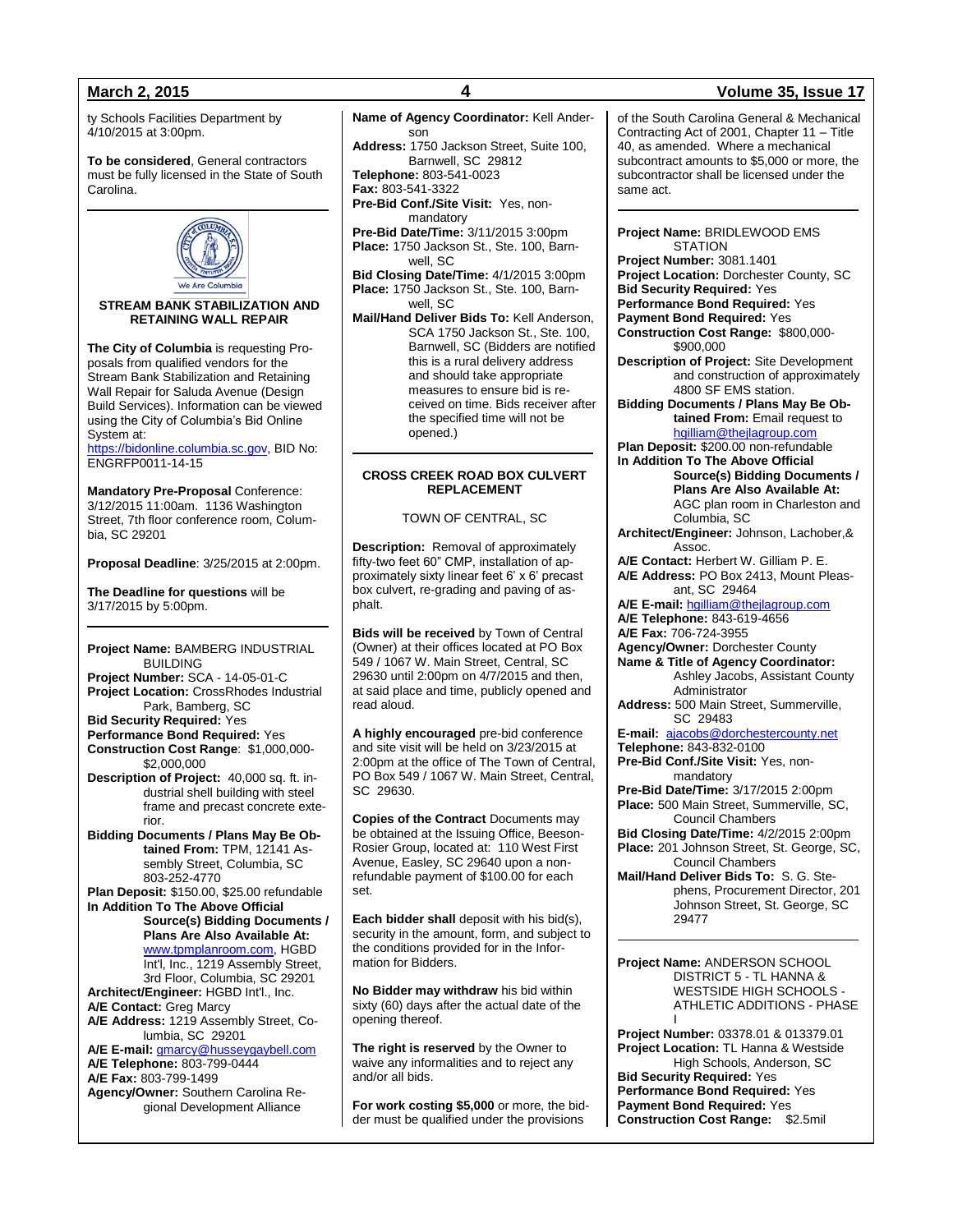ty Schools Facilities Department by 4/10/2015 at 3:00pm.

**To be considered**, General contractors must be fully licensed in the State of South Carolina.

---

**STREAM BANK STABILIZATION AND RETAINING WALL REPAIR**

**The City of Columbia** is requesting Proposals from qualified vendors for the Stream Bank Stabilization and Retaining Wall Repair for Saluda Avenue (Design Build Services). Information can be viewed using the City of Columbia's Bid Online System at: https://bidonline.columbia.sc.gov, BID No: ENGRFP0011-14-15

**Mandatory Pre-Proposal** Conference: 3/12/2015 11:00am. 1136 Washington Street, 7th floor conference room, Columbia, SC 29201

**Proposal Deadline**: 3/25/2015 at 2:00pm.

**The Deadline for questions** will be 3/17/2015 by 5:00pm.

---

**Project Name:** BAMBERG INDUSTRIAL BUILDING
**Project Number:** SCA - 14-05-01-C
**Project Location:** CrossRhodes Industrial Park, Bamberg, SC
**Bid Security Required:** Yes
**Performance Bond Required:** Yes
**Construction Cost Range**: $1,000,000-$2,000,000
**Description of Project:** 40,000 sq. ft. industrial shell building with steel frame and precast concrete exterior.
**Bidding Documents / Plans May Be Obtained From:** TPM, 12141 Assembly Street, Columbia, SC 803-252-4770
**Plan Deposit:** $150.00, $25.00 refundable
**In Addition To The Above Official Source(s) Bidding Documents / Plans Are Also Available At:** www.tpmplanroom.com, HGBD Int'l, Inc., 1219 Assembly Street, 3rd Floor, Columbia, SC 29201
**Architect/Engineer:** HGBD Int'l., Inc.
**A/E Contact:** Greg Marcy
**A/E Address:** 1219 Assembly Street, Columbia, SC 29201
**A/E E-mail:** gmarcy@husseygaybell.com
**A/E Telephone:** 803-799-0444
**A/E Fax:** 803-799-1499
**Agency/Owner:** Southern Carolina Regional Development Alliance
**Name of Agency Coordinator:** Kell Anderson
**Address:** 1750 Jackson Street, Suite 100, Barnwell, SC 29812
**Telephone:** 803-541-0023
**Fax:** 803-541-3322
**Pre-Bid Conf./Site Visit:** Yes, non-mandatory
**Pre-Bid Date/Time:** 3/11/2015 3:00pm
**Place:** 1750 Jackson St., Ste. 100, Barnwell, SC
**Bid Closing Date/Time:** 4/1/2015 3:00pm
**Place:** 1750 Jackson St., Ste. 100, Barnwell, SC
**Mail/Hand Deliver Bids To:** Kell Anderson, SCA 1750 Jackson St., Ste. 100, Barnwell, SC (Bidders are notified this is a rural delivery address and should take appropriate measures to ensure bid is received on time. Bids receiver after the specified time will not be opened.)

---

**CROSS CREEK ROAD BOX CULVERT REPLACEMENT**

TOWN OF CENTRAL, SC

**Description:** Removal of approximately fifty-two feet 60" CMP, installation of approximately sixty linear feet 6' x 6' precast box culvert, re-grading and paving of asphalt.

**Bids will be received** by Town of Central (Owner) at their offices located at PO Box 549 / 1067 W. Main Street, Central, SC 29630 until 2:00pm on 4/7/2015 and then, at said place and time, publicly opened and read aloud.

**A highly encouraged** pre-bid conference and site visit will be held on 3/23/2015 at 2:00pm at the office of The Town of Central, PO Box 549 / 1067 W. Main Street, Central, SC 29630.

**Copies of the Contract** Documents may be obtained at the Issuing Office, Beeson-Rosier Group, located at: 110 West First Avenue, Easley, SC 29640 upon a non-refundable payment of $100.00 for each set.

**Each bidder shall** deposit with his bid(s), security in the amount, form, and subject to the conditions provided for in the Information for Bidders.

**No Bidder may withdraw** his bid within sixty (60) days after the actual date of the opening thereof.

**The right is reserved** by the Owner to waive any informalities and to reject any and/or all bids.

**For work costing $5,000** or more, the bidder must be qualified under the provisions of the South Carolina General & Mechanical Contracting Act of 2001, Chapter 11 – Title 40, as amended. Where a mechanical subcontract amounts to $5,000 or more, the subcontractor shall be licensed under the same act.

---

**Project Name:** BRIDLEWOOD EMS STATION
**Project Number:** 3081.1401
**Project Location:** Dorchester County, SC
**Bid Security Required:** Yes
**Performance Bond Required:** Yes
**Payment Bond Required:** Yes
**Construction Cost Range:** $800,000-$900,000
**Description of Project:** Site Development and construction of approximately 4800 SF EMS station.
**Bidding Documents / Plans May Be Obtained From:** Email request to hgilliam@thejlagroup.com
**Plan Deposit:** $200.00 non-refundable
**In Addition To The Above Official Source(s) Bidding Documents / Plans Are Also Available At:** AGC plan room in Charleston and Columbia, SC
**Architect/Engineer:** Johnson, Lachober,& Assoc.
**A/E Contact:** Herbert W. Gilliam P. E.
**A/E Address:** PO Box 2413, Mount Pleasant, SC 29464
**A/E E-mail:** hgilliam@thejlagroup.com
**A/E Telephone:** 843-619-4656
**A/E Fax:** 706-724-3955
**Agency/Owner:** Dorchester County
**Name & Title of Agency Coordinator:** Ashley Jacobs, Assistant County Administrator
**Address:** 500 Main Street, Summerville, SC 29483
**E-mail:** ajacobs@dorchestercounty.net
**Telephone:** 843-832-0100
**Pre-Bid Conf./Site Visit:** Yes, non-mandatory
**Pre-Bid Date/Time:** 3/17/2015 2:00pm
**Place:** 500 Main Street, Summerville, SC, Council Chambers
**Bid Closing Date/Time:** 4/2/2015 2:00pm
**Place:** 201 Johnson Street, St. George, SC, Council Chambers
**Mail/Hand Deliver Bids To:** S. G. Stephens, Procurement Director, 201 Johnson Street, St. George, SC 29477

---

**Project Name:** ANDERSON SCHOOL DISTRICT 5 - TL HANNA & WESTSIDE HIGH SCHOOLS - ATHLETIC ADDITIONS - PHASE I
**Project Number:** 03378.01 & 013379.01
**Project Location:** TL Hanna & Westside High Schools, Anderson, SC
**Bid Security Required:** Yes
**Performance Bond Required:** Yes
**Payment Bond Required:** Yes
**Construction Cost Range:** $2.5mil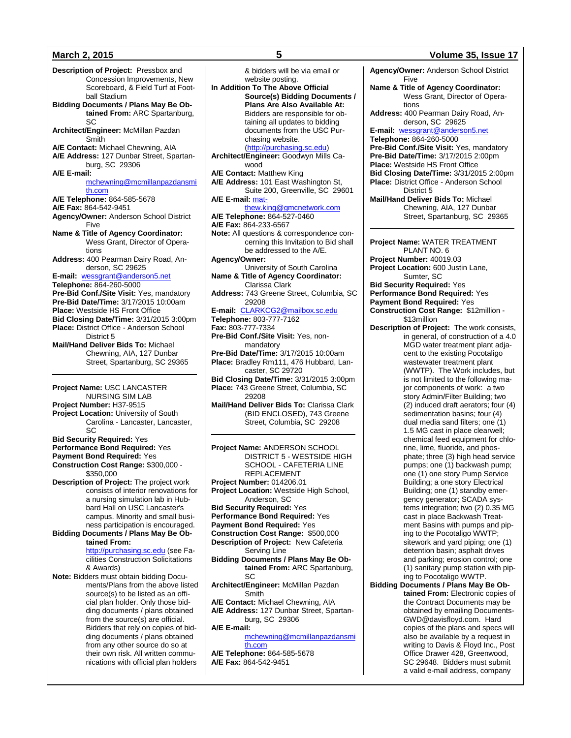**Description of Project:** Pressbox and Concession Improvements, New Scoreboard, & Field Turf at Football Stadium
**Bidding Documents / Plans May Be Obtained From:** ARC Spartanburg, SC
**Architect/Engineer:** McMillan Pazdan Smith
**A/E Contact:** Michael Chewning, AIA
**A/E Address:** 127 Dunbar Street, Spartanburg, SC 29306
**A/E E-mail:** mchewning@mcmillanpazdansmith.com
**A/E Telephone:** 864-585-5678
**A/E Fax:** 864-542-9451
**Agency/Owner:** Anderson School District Five
**Name & Title of Agency Coordinator:** Wess Grant, Director of Operations
**Address:** 400 Pearman Dairy Road, Anderson, SC 29625
**E-mail:** wessgrant@anderson5.net
**Telephone:** 864-260-5000
**Pre-Bid Conf./Site Visit:** Yes, mandatory
**Pre-Bid Date/Time:** 3/17/2015 10:00am
**Place:** Westside HS Front Office
**Bid Closing Date/Time:** 3/31/2015 3:00pm
**Place:** District Office - Anderson School District 5
**Mail/Hand Deliver Bids To:** Michael Chewning, AIA, 127 Dunbar Street, Spartanburg, SC 29365

---

**Project Name:** USC LANCASTER NURSING SIM LAB
**Project Number:** H37-9515
**Project Location:** University of South Carolina - Lancaster, Lancaster, SC
**Bid Security Required:** Yes
**Performance Bond Required:** Yes
**Payment Bond Required:** Yes
**Construction Cost Range:** $300,000 - $350,000
**Description of Project:** The project work consists of interior renovations for a nursing simulation lab in Hubbard Hall on USC Lancaster's campus. Minority and small business participation is encouraged.
**Bidding Documents / Plans May Be Obtained From:** http://purchasing.sc.edu (see Facilities Construction Solicitations & Awards)
**Note:** Bidders must obtain bidding Documents/Plans from the above listed source(s) to be listed as an official plan holder. Only those bidding documents / plans obtained from the source(s) are official. Bidders that rely on copies of bidding documents / plans obtained from any other source do so at their own risk. All written communications with official plan holders & bidders will be via email or website posting.
**In Addition To The Above Official Source(s) Bidding Documents / Plans Are Also Available At:** Bidders are responsible for obtaining all updates to bidding documents from the USC Purchasing website. (http://purchasing.sc.edu)
**Architect/Engineer:** Goodwyn Mills Cawood
**A/E Contact:** Matthew King
**A/E Address:** 101 East Washington St, Suite 200, Greenville, SC 29601
**A/E E-mail:** matthew.king@gmcnetwork.com
**A/E Telephone:** 864-527-0460
**A/E Fax:** 864-233-6567
**Note:** All questions & correspondence concerning this Invitation to Bid shall be addressed to the A/E.
**Agency/Owner:** University of South Carolina
**Name & Title of Agency Coordinator:** Clarissa Clark
**Address:** 743 Greene Street, Columbia, SC 29208
**E-mail:** CLARKCG2@mailbox.sc.edu
**Telephone:** 803-777-7162
**Fax:** 803-777-7334
**Pre-Bid Conf./Site Visit:** Yes, non-mandatory
**Pre-Bid Date/Time:** 3/17/2015 10:00am
**Place:** Bradley Rm111, 476 Hubbard, Lancaster, SC 29720
**Bid Closing Date/Time:** 3/31/2015 3:00pm
**Place:** 743 Greene Street, Columbia, SC 29208
**Mail/Hand Deliver Bids To:** Clarissa Clark (BID ENCLOSED), 743 Greene Street, Columbia, SC 29208

---

**Project Name:** ANDERSON SCHOOL DISTRICT 5 - WESTSIDE HIGH SCHOOL - CAFETERIA LINE REPLACEMENT
**Project Number:** 014206.01
**Project Location:** Westside High School, Anderson, SC
**Bid Security Required:** Yes
**Performance Bond Required:** Yes
**Payment Bond Required:** Yes
**Construction Cost Range:** $500,000
**Description of Project:** New Cafeteria Serving Line
**Bidding Documents / Plans May Be Obtained From:** ARC Spartanburg, SC
**Architect/Engineer:** McMillan Pazdan Smith
**A/E Contact:** Michael Chewning, AIA
**A/E Address:** 127 Dunbar Street, Spartanburg, SC 29306
**A/E E-mail:** mchewning@mcmillanpazdansmith.com
**A/E Telephone:** 864-585-5678
**A/E Fax:** 864-542-9451
**Agency/Owner:** Anderson School District Five
**Name & Title of Agency Coordinator:** Wess Grant, Director of Operations
**Address:** 400 Pearman Dairy Road, Anderson, SC 29625
**E-mail:** wessgrant@anderson5.net
**Telephone:** 864-260-5000
**Pre-Bid Conf./Site Visit:** Yes, mandatory
**Pre-Bid Date/Time:** 3/17/2015 2:00pm
**Place:** Westside HS Front Office
**Bid Closing Date/Time:** 3/31/2015 2:00pm
**Place:** District Office - Anderson School District 5
**Mail/Hand Deliver Bids To:** Michael Chewning, AIA, 127 Dunbar Street, Spartanburg, SC 29365

---

**Project Name:** WATER TREATMENT PLANT NO. 6
**Project Number:** 40019.03
**Project Location:** 600 Justin Lane, Sumter, SC
**Bid Security Required:** Yes
**Performance Bond Required:** Yes
**Payment Bond Required:** Yes
**Construction Cost Range:** $12million - $13million
**Description of Project:** The work consists, in general, of construction of a 4.0 MGD water treatment plant adjacent to the existing Pocotaligo wastewater treatment plant (WWTP). The Work includes, but is not limited to the following major components of work: a two story Admin/Filter Building; two (2) induced draft aerators; four (4) sedimentation basins; four (4) dual media sand filters; one (1) 1.5 MG cast in place clearwell; chemical feed equipment for chlorine, lime, fluoride, and phosphate; three (3) high head service pumps; one (1) backwash pump; one (1) one story Pump Service Building; a one story Electrical Building; one (1) standby emergency generator; SCADA systems integration; two (2) 0.35 MG cast in place Backwash Treatment Basins with pumps and piping to the Pocotaligo WWTP; sitework and yard piping; one (1) detention basin; asphalt drives and parking; erosion control; one (1) sanitary pump station with piping to Pocotaligo WWTP.
**Bidding Documents / Plans May Be Obtained From:** Electronic copies of the Contract Documents may be obtained by emailing Documents-GWD@davisfloyd.com. Hard copies of the plans and specs will also be available by a request in writing to Davis & Floyd Inc., Post Office Drawer 428, Greenwood, SC 29648. Bidders must submit a valid e-mail address, company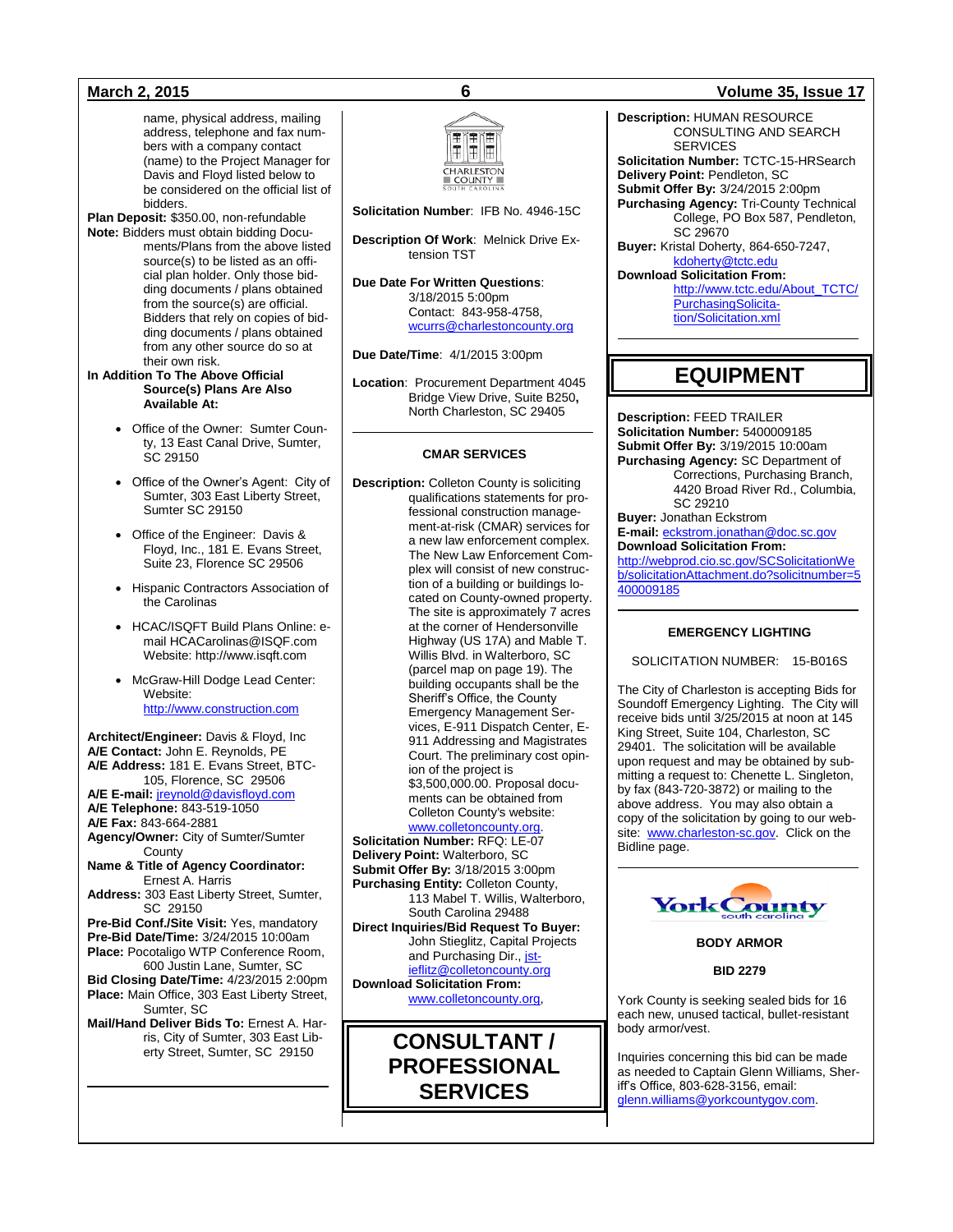name, physical address, mailing address, telephone and fax numbers with a company contact (name) to the Project Manager for Davis and Floyd listed below to be considered on the official list of bidders.

**Plan Deposit:** $350.00, non-refundable

**Note:** Bidders must obtain bidding Documents/Plans from the above listed source(s) to be listed as an official plan holder. Only those bidding documents / plans obtained from the source(s) are official. Bidders that rely on copies of bidding documents / plans obtained from any other source do so at their own risk.

**In Addition To The Above Official Source(s) Plans Are Also Available At:**

- Office of the Owner: Sumter County, 13 East Canal Drive, Sumter, SC 29150
- Office of the Owner's Agent: City of Sumter, 303 East Liberty Street, Sumter SC 29150
- Office of the Engineer: Davis & Floyd, Inc., 181 E. Evans Street, Suite 23, Florence SC 29506
- Hispanic Contractors Association of the Carolinas
- HCAC/ISQFT Build Plans Online: e-mail HCACarolinas@ISQF.com Website: http://www.isqft.com
- McGraw-Hill Dodge Lead Center: Website: http://www.construction.com

**Architect/Engineer:** Davis & Floyd, Inc
**A/E Contact:** John E. Reynolds, PE
**A/E Address:** 181 E. Evans Street, BTC-105, Florence, SC 29506
**A/E E-mail:** jreynold@davisfloyd.com
**A/E Telephone:** 843-519-1050
**A/E Fax:** 843-664-2881
**Agency/Owner:** City of Sumter/Sumter County
**Name & Title of Agency Coordinator:** Ernest A. Harris
**Address:** 303 East Liberty Street, Sumter, SC 29150
**Pre-Bid Conf./Site Visit:** Yes, mandatory
**Pre-Bid Date/Time:** 3/24/2015 10:00am
**Place:** Pocotaligo WTP Conference Room, 600 Justin Lane, Sumter, SC
**Bid Closing Date/Time:** 4/23/2015 2:00pm
**Place:** Main Office, 303 East Liberty Street, Sumter, SC
**Mail/Hand Deliver Bids To:** Ernest A. Harris, City of Sumter, 303 East Liberty Street, Sumter, SC 29150

---

CHARLESTON COUNTY SOUTH CAROLINA

**Solicitation Number**: IFB No. 4946-15C

**Description Of Work**: Melnick Drive Extension TST

**Due Date For Written Questions**: 3/18/2015 5:00pm
Contact: 843-958-4758, wcurrs@charlestoncounty.org

**Due Date/Time**: 4/1/2015 3:00pm

**Location**: Procurement Department 4045 Bridge View Drive, Suite B250, North Charleston, SC 29405

---

**CMAR SERVICES**

**Description:** Colleton County is soliciting qualifications statements for professional construction management-at-risk (CMAR) services for a new law enforcement complex. The New Law Enforcement Complex will consist of new construction of a building or buildings located on County-owned property. The site is approximately 7 acres at the corner of Hendersonville Highway (US 17A) and Mable T. Willis Blvd. in Walterboro, SC (parcel map on page 19). The building occupants shall be the Sheriff's Office, the County Emergency Management Services, E-911 Dispatch Center, E-911 Addressing and Magistrates Court. The preliminary cost opinion of the project is $3,500,000.00. Proposal documents can be obtained from Colleton County's website: www.colletoncounty.org.
**Solicitation Number:** RFQ: LE-07
**Delivery Point:** Walterboro, SC
**Submit Offer By:** 3/18/2015 3:00pm
**Purchasing Entity:** Colleton County, 113 Mabel T. Willis, Walterboro, South Carolina 29488
**Direct Inquiries/Bid Request To Buyer:** John Stieglitz, Capital Projects and Purchasing Dir., jstieflitz@colletoncounty.org
**Download Solicitation From:** www.colletoncounty.org,

# CONSULTANT / PROFESSIONAL SERVICES

**Description:** HUMAN RESOURCE CONSULTING AND SEARCH SERVICES
**Solicitation Number:** TCTC-15-HRSearch
**Delivery Point:** Pendleton, SC
**Submit Offer By:** 3/24/2015 2:00pm
**Purchasing Agency:** Tri-County Technical College, PO Box 587, Pendleton, SC 29670
**Buyer:** Kristal Doherty, 864-650-7247, kdoherty@tctc.edu
**Download Solicitation From:** http://www.tctc.edu/About_TCTC/PurchasingSolicitation/Solicitation.xml

---

# EQUIPMENT

**Description:** FEED TRAILER
**Solicitation Number:** 5400009185
**Submit Offer By:** 3/19/2015 10:00am
**Purchasing Agency:** SC Department of Corrections, Purchasing Branch, 4420 Broad River Rd., Columbia, SC 29210
**Buyer:** Jonathan Eckstrom
**E-mail:** eckstrom.jonathan@doc.sc.gov
**Download Solicitation From:**
http://webprod.cio.sc.gov/SCSolicitationWeb/solicitationAttachment.do?solicitnumber=5400009185

---

**EMERGENCY LIGHTING**

SOLICITATION NUMBER: 15-B016S

The City of Charleston is accepting Bids for Soundoff Emergency Lighting. The City will receive bids until 3/25/2015 at noon at 145 King Street, Suite 104, Charleston, SC 29401. The solicitation will be available upon request and may be obtained by submitting a request to: Chenette L. Singleton, by fax (843-720-3872) or mailing to the above address. You may also obtain a copy of the solicitation by going to our website: www.charleston-sc.gov. Click on the Bidline page.

---

York County south carolina

**BODY ARMOR**

**BID 2279**

York County is seeking sealed bids for 16 each new, unused tactical, bullet-resistant body armor/vest.

Inquiries concerning this bid can be made as needed to Captain Glenn Williams, Sheriff's Office, 803-628-3156, email: glenn.williams@yorkcountygov.com.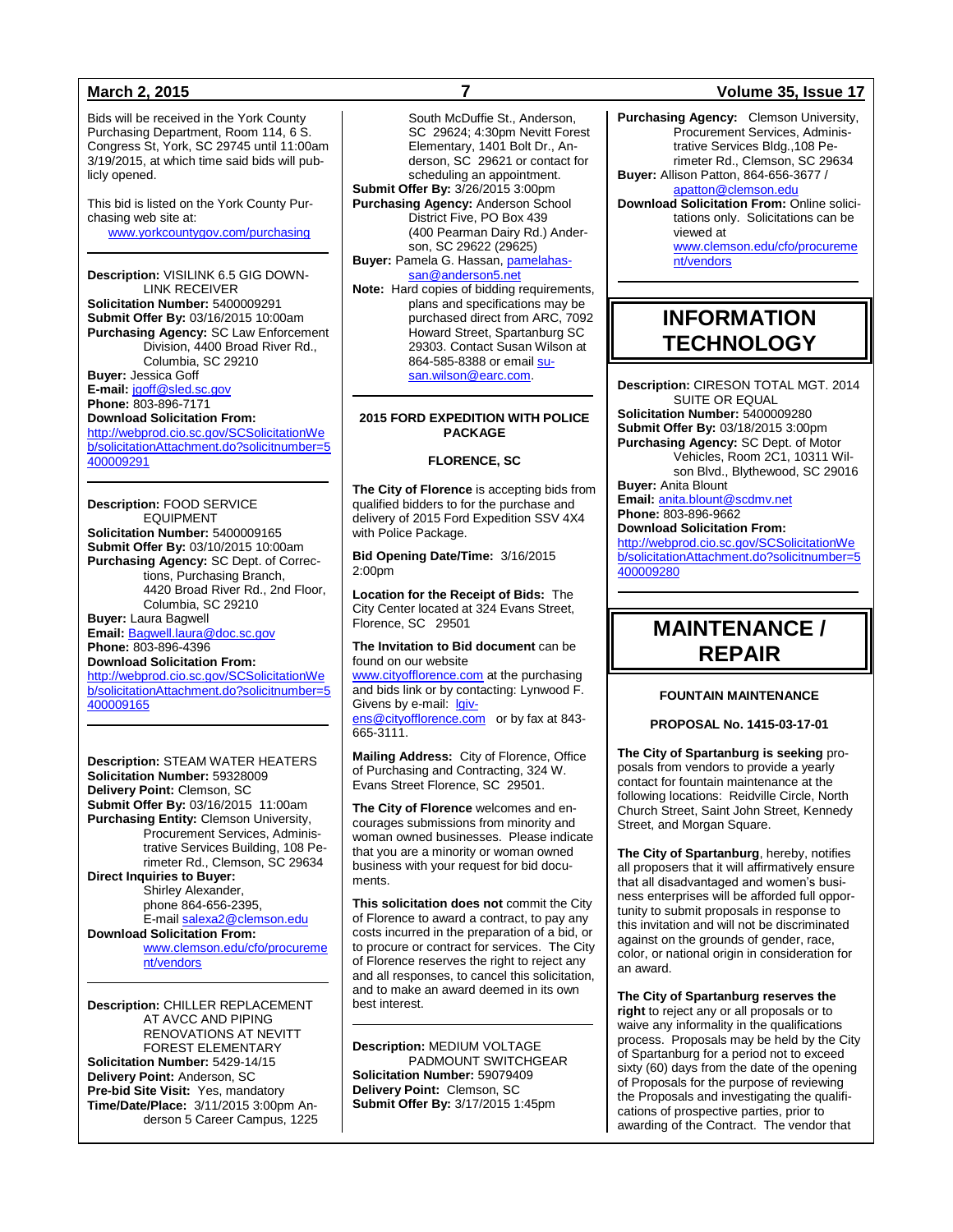Bids will be received in the York County Purchasing Department, Room 114, 6 S. Congress St, York, SC 29745 until 11:00am 3/19/2015, at which time said bids will publicly opened.

This bid is listed on the York County Purchasing web site at: www.yorkcountygov.com/purchasing

---

**Description:** VISILINK 6.5 GIG DOWNLINK RECEIVER
**Solicitation Number:** 5400009291
**Submit Offer By:** 03/16/2015 10:00am
**Purchasing Agency:** SC Law Enforcement Division, 4400 Broad River Rd., Columbia, SC 29210
**Buyer:** Jessica Goff
**E-mail:** jgoff@sled.sc.gov
**Phone:** 803-896-7171
**Download Solicitation From:**
http://webprod.cio.sc.gov/SCSolicitationWeb/solicitationAttachment.do?solicitnumber=5400009291

---

**Description:** FOOD SERVICE EQUIPMENT
**Solicitation Number:** 5400009165
**Submit Offer By:** 03/10/2015 10:00am
**Purchasing Agency:** SC Dept. of Corrections, Purchasing Branch, 4420 Broad River Rd., 2nd Floor, Columbia, SC 29210
**Buyer:** Laura Bagwell
**Email:** Bagwell.laura@doc.sc.gov
**Phone:** 803-896-4396
**Download Solicitation From:**
http://webprod.cio.sc.gov/SCSolicitationWeb/solicitationAttachment.do?solicitnumber=5400009165

---

**Description:** STEAM WATER HEATERS
**Solicitation Number:** 59328009
**Delivery Point:** Clemson, SC
**Submit Offer By:** 03/16/2015 11:00am
**Purchasing Entity:** Clemson University, Procurement Services, Administrative Services Building, 108 Perimeter Rd., Clemson, SC 29634
**Direct Inquiries to Buyer:**
Shirley Alexander,
phone 864-656-2395,
E-mail salexa2@clemson.edu
**Download Solicitation From:**
www.clemson.edu/cfo/procurement/vendors

---

**Description:** CHILLER REPLACEMENT AT AVCC AND PIPING RENOVATIONS AT NEVITT FOREST ELEMENTARY
**Solicitation Number:** 5429-14/15
**Delivery Point:** Anderson, SC
**Pre-bid Site Visit:** Yes, mandatory
**Time/Date/Place:** 3/11/2015 3:00pm Anderson 5 Career Campus, 1225 South McDuffie St., Anderson, SC 29624; 4:30pm Nevitt Forest Elementary, 1401 Bolt Dr., Anderson, SC 29621 or contact for scheduling an appointment.
**Submit Offer By:** 3/26/2015 3:00pm
**Purchasing Agency:** Anderson School District Five, PO Box 439 (400 Pearman Dairy Rd.) Anderson, SC 29622 (29625)
**Buyer:** Pamela G. Hassan, pamelahassan@anderson5.net
**Note:** Hard copies of bidding requirements, plans and specifications may be purchased direct from ARC, 7092 Howard Street, Spartanburg SC 29303. Contact Susan Wilson at 864-585-8388 or email susan.wilson@earc.com.

---

**2015 FORD EXPEDITION WITH POLICE PACKAGE**

**FLORENCE, SC**

**The City of Florence** is accepting bids from qualified bidders to for the purchase and delivery of 2015 Ford Expedition SSV 4X4 with Police Package.

**Bid Opening Date/Time:** 3/16/2015 2:00pm

**Location for the Receipt of Bids:** The City Center located at 324 Evans Street, Florence, SC 29501

**The Invitation to Bid document** can be found on our website www.cityofflorence.com at the purchasing and bids link or by contacting: Lynwood F. Givens by e-mail: lgivens@cityofflorence.com or by fax at 843-665-3111.

**Mailing Address:** City of Florence, Office of Purchasing and Contracting, 324 W. Evans Street Florence, SC 29501.

**The City of Florence** welcomes and encourages submissions from minority and woman owned businesses. Please indicate that you are a minority or woman owned business with your request for bid documents.

**This solicitation does not** commit the City of Florence to award a contract, to pay any costs incurred in the preparation of a bid, or to procure or contract for services. The City of Florence reserves the right to reject any and all responses, to cancel this solicitation, and to make an award deemed in its own best interest.

---

**Description:** MEDIUM VOLTAGE PADMOUNT SWITCHGEAR
**Solicitation Number:** 59079409
**Delivery Point:** Clemson, SC
**Submit Offer By:** 3/17/2015 1:45pm
**Purchasing Agency:** Clemson University, Procurement Services, Administrative Services Bldg.,108 Perimeter Rd., Clemson, SC 29634
**Buyer:** Allison Patton, 864-656-3677 / apatton@clemson.edu
**Download Solicitation From:** Online solicitations only. Solicitations can be viewed at www.clemson.edu/cfo/procurement/vendors

---

# INFORMATION TECHNOLOGY

**Description:** CIRESON TOTAL MGT. 2014 SUITE OR EQUAL
**Solicitation Number:** 5400009280
**Submit Offer By:** 03/18/2015 3:00pm
**Purchasing Agency:** SC Dept. of Motor Vehicles, Room 2C1, 10311 Wilson Blvd., Blythewood, SC 29016
**Buyer:** Anita Blount
**Email:** anita.blount@scdmv.net
**Phone:** 803-896-9662
**Download Solicitation From:**
http://webprod.cio.sc.gov/SCSolicitationWeb/solicitationAttachment.do?solicitnumber=5400009280

---

# MAINTENANCE / REPAIR

**FOUNTAIN MAINTENANCE**

**PROPOSAL No. 1415-03-17-01**

**The City of Spartanburg is seeking** proposals from vendors to provide a yearly contact for fountain maintenance at the following locations: Reidville Circle, North Church Street, Saint John Street, Kennedy Street, and Morgan Square.

**The City of Spartanburg**, hereby, notifies all proposers that it will affirmatively ensure that all disadvantaged and women's business enterprises will be afforded full opportunity to submit proposals in response to this invitation and will not be discriminated against on the grounds of gender, race, color, or national origin in consideration for an award.

**The City of Spartanburg reserves the right** to reject any or all proposals or to waive any informality in the qualifications process. Proposals may be held by the City of Spartanburg for a period not to exceed sixty (60) days from the date of the opening of Proposals for the purpose of reviewing the Proposals and investigating the qualifications of prospective parties, prior to awarding of the Contract. The vendor that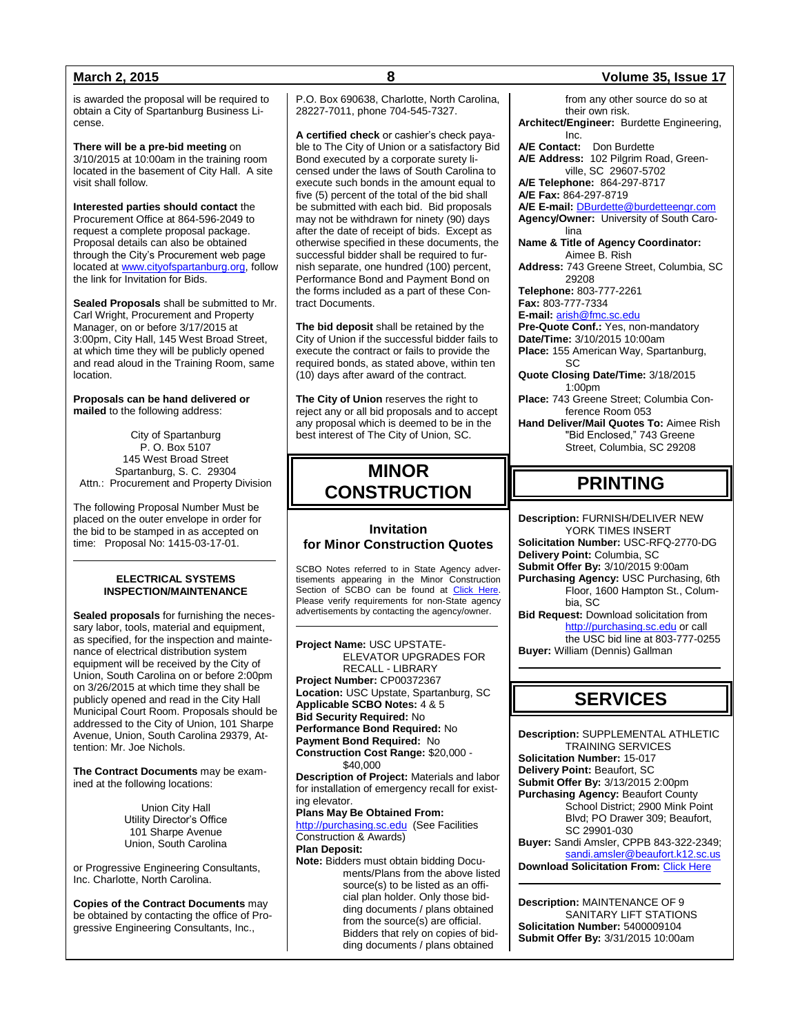is awarded the proposal will be required to obtain a City of Spartanburg Business License.

**There will be a pre-bid meeting** on 3/10/2015 at 10:00am in the training room located in the basement of City Hall. A site visit shall follow.

**Interested parties should contact** the Procurement Office at 864-596-2049 to request a complete proposal package. Proposal details can also be obtained through the City's Procurement web page located at www.cityofspartanburg.org, follow the link for Invitation for Bids.

**Sealed Proposals** shall be submitted to Mr. Carl Wright, Procurement and Property Manager, on or before 3/17/2015 at 3:00pm, City Hall, 145 West Broad Street, at which time they will be publicly opened and read aloud in the Training Room, same location.

**Proposals can be hand delivered or mailed** to the following address:

City of Spartanburg
P. O. Box 5107
145 West Broad Street
Spartanburg, S. C. 29304
Attn.: Procurement and Property Division

The following Proposal Number Must be placed on the outer envelope in order for the bid to be stamped in as accepted on time: Proposal No: 1415-03-17-01.

### ELECTRICAL SYSTEMS INSPECTION/MAINTENANCE

**Sealed proposals** for furnishing the necessary labor, tools, material and equipment, as specified, for the inspection and maintenance of electrical distribution system equipment will be received by the City of Union, South Carolina on or before 2:00pm on 3/26/2015 at which time they shall be publicly opened and read in the City Hall Municipal Court Room. Proposals should be addressed to the City of Union, 101 Sharpe Avenue, Union, South Carolina 29379, Attention: Mr. Joe Nichols.

**The Contract Documents** may be examined at the following locations:

Union City Hall
Utility Director's Office
101 Sharpe Avenue
Union, South Carolina

or Progressive Engineering Consultants, Inc. Charlotte, North Carolina.

**Copies of the Contract Documents** may be obtained by contacting the office of Progressive Engineering Consultants, Inc., P.O. Box 690638, Charlotte, North Carolina, 28227-7011, phone 704-545-7327.

**A certified check** or cashier's check payable to The City of Union or a satisfactory Bid Bond executed by a corporate surety licensed under the laws of South Carolina to execute such bonds in the amount equal to five (5) percent of the total of the bid shall be submitted with each bid. Bid proposals may not be withdrawn for ninety (90) days after the date of receipt of bids. Except as otherwise specified in these documents, the successful bidder shall be required to furnish separate, one hundred (100) percent, Performance Bond and Payment Bond on the forms included as a part of these Contract Documents.

**The bid deposit** shall be retained by the City of Union if the successful bidder fails to execute the contract or fails to provide the required bonds, as stated above, within ten (10) days after award of the contract.

**The City of Union** reserves the right to reject any or all bid proposals and to accept any proposal which is deemed to be in the best interest of The City of Union, SC.

# MINOR CONSTRUCTION

## Invitation for Minor Construction Quotes

SCBO Notes referred to in State Agency advertisements appearing in the Minor Construction Section of SCBO can be found at Click Here. Please verify requirements for non-State agency advertisements by contacting the agency/owner.

**Project Name:** USC UPSTATE-ELEVATOR UPGRADES FOR RECALL - LIBRARY
**Project Number:** CP00372367
**Location:** USC Upstate, Spartanburg, SC
**Applicable SCBO Notes:** 4 & 5
**Bid Security Required:** No
**Performance Bond Required:** No
**Payment Bond Required:** No
**Construction Cost Range:** $20,000 - $40,000
**Description of Project:** Materials and labor for installation of emergency recall for existing elevator.
**Plans May Be Obtained From:**
http://purchasing.sc.edu (See Facilities Construction & Awards)
**Plan Deposit:**
**Note:** Bidders must obtain bidding Documents/Plans from the above listed source(s) to be listed as an official plan holder. Only those bidding documents / plans obtained from the source(s) are official. Bidders that rely on copies of bidding documents / plans obtained from any other source do so at their own risk.
**Architect/Engineer:** Burdette Engineering, Inc.
**A/E Contact:** Don Burdette
**A/E Address:** 102 Pilgrim Road, Greenville, SC 29607-5702
**A/E Telephone:** 864-297-8717
**A/E Fax:** 864-297-8719
**A/E E-mail:** DBurdette@burdetteengr.com
**Agency/Owner:** University of South Carolina
**Name & Title of Agency Coordinator:** Aimee B. Rish
**Address:** 743 Greene Street, Columbia, SC 29208
**Telephone:** 803-777-2261
**Fax:** 803-777-7334
**E-mail:** arish@fmc.sc.edu
**Pre-Quote Conf.:** Yes, non-mandatory
**Date/Time:** 3/10/2015 10:00am
**Place:** 155 American Way, Spartanburg, SC
**Quote Closing Date/Time:** 3/18/2015 1:00pm
**Place:** 743 Greene Street; Columbia Conference Room 053
**Hand Deliver/Mail Quotes To:** Aimee Rish "Bid Enclosed," 743 Greene Street, Columbia, SC 29208

# PRINTING

**Description:** FURNISH/DELIVER NEW YORK TIMES INSERT
**Solicitation Number:** USC-RFQ-2770-DG
**Delivery Point:** Columbia, SC
**Submit Offer By:** 3/10/2015 9:00am
**Purchasing Agency:** USC Purchasing, 6th Floor, 1600 Hampton St., Columbia, SC
**Bid Request:** Download solicitation from http://purchasing.sc.edu or call the USC bid line at 803-777-0255
**Buyer:** William (Dennis) Gallman

# SERVICES

**Description:** SUPPLEMENTAL ATHLETIC TRAINING SERVICES
**Solicitation Number:** 15-017
**Delivery Point:** Beaufort, SC
**Submit Offer By:** 3/13/2015 2:00pm
**Purchasing Agency:** Beaufort County School District; 2900 Mink Point Blvd; PO Drawer 309; Beaufort, SC 29901-030
**Buyer:** Sandi Amsler, CPPB 843-322-2349; sandi.amsler@beaufort.k12.sc.us
**Download Solicitation From:** Click Here

**Description:** MAINTENANCE OF 9 SANITARY LIFT STATIONS
**Solicitation Number:** 5400009104
**Submit Offer By:** 3/31/2015 10:00am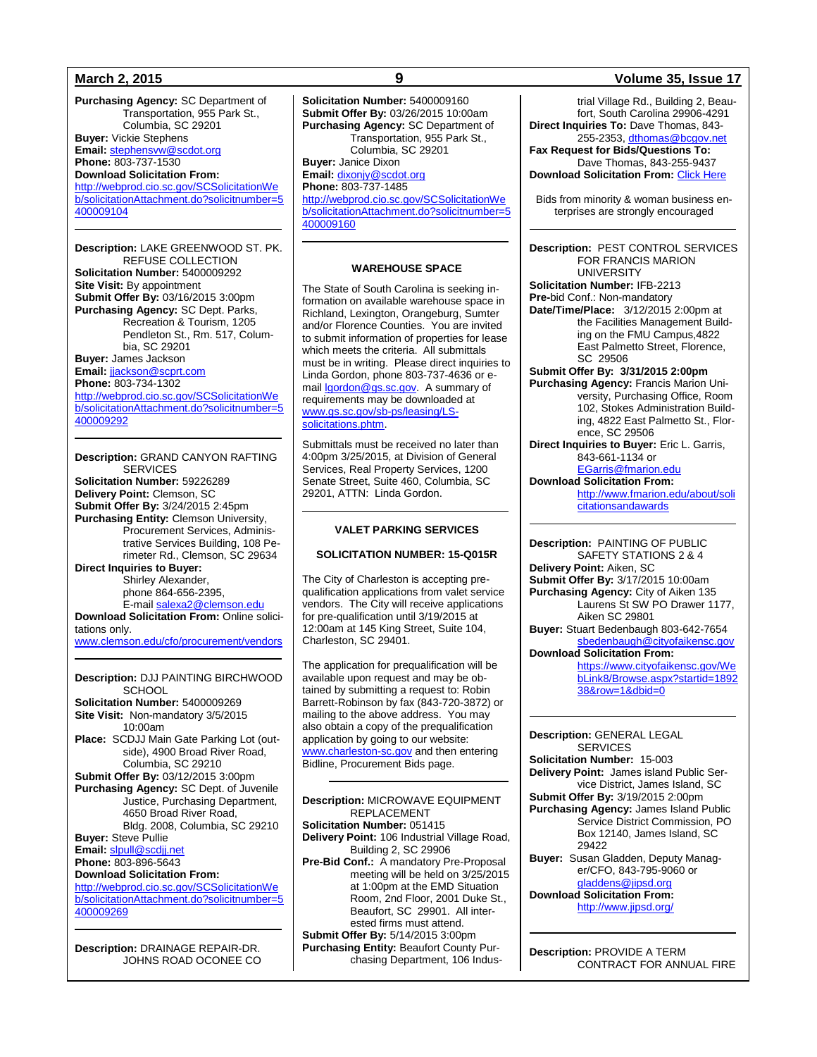**Purchasing Agency:** SC Department of Transportation, 955 Park St., Columbia, SC 29201
**Buyer:** Vickie Stephens
**Email:** stephensvw@scdot.org
**Phone:** 803-737-1530
**Download Solicitation From:**
http://webprod.cio.sc.gov/SCSolicitationWeb/solicitationAttachment.do?solicitnumber=5400009104

---

**Description:** LAKE GREENWOOD ST. PK. REFUSE COLLECTION
**Solicitation Number:** 5400009292
**Site Visit:** By appointment
**Submit Offer By:** 03/16/2015 3:00pm
**Purchasing Agency:** SC Dept. Parks, Recreation & Tourism, 1205 Pendleton St., Rm. 517, Columbia, SC 29201
**Buyer:** James Jackson
**Email:** jjackson@scprt.com
**Phone:** 803-734-1302
http://webprod.cio.sc.gov/SCSolicitationWeb/solicitationAttachment.do?solicitnumber=5400009292

---

**Description:** GRAND CANYON RAFTING SERVICES
**Solicitation Number:** 59226289
**Delivery Point:** Clemson, SC
**Submit Offer By:** 3/24/2015 2:45pm
**Purchasing Entity:** Clemson University, Procurement Services, Administrative Services Building, 108 Perimeter Rd., Clemson, SC 29634
**Direct Inquiries to Buyer:** Shirley Alexander, phone 864-656-2395, E-mail salexa2@clemson.edu
**Download Solicitation From:** Online solicitations only.
www.clemson.edu/cfo/procurement/vendors

---

**Description:** DJJ PAINTING BIRCHWOOD SCHOOL
**Solicitation Number:** 5400009269
**Site Visit:** Non-mandatory 3/5/2015 10:00am
**Place:** SCDJJ Main Gate Parking Lot (outside), 4900 Broad River Road, Columbia, SC 29210
**Submit Offer By:** 03/12/2015 3:00pm
**Purchasing Agency:** SC Dept. of Juvenile Justice, Purchasing Department, 4650 Broad River Road, Bldg. 2008, Columbia, SC 29210
**Buyer:** Steve Pullie
**Email:** slpull@scdjj.net
**Phone:** 803-896-5643
**Download Solicitation From:**
http://webprod.cio.sc.gov/SCSolicitationWeb/solicitationAttachment.do?solicitnumber=5400009269

---

**Description:** DRAINAGE REPAIR-DR. JOHNS ROAD OCONEE CO
**Solicitation Number:** 5400009160
**Submit Offer By:** 03/26/2015 10:00am
**Purchasing Agency:** SC Department of Transportation, 955 Park St., Columbia, SC 29201
**Buyer:** Janice Dixon
**Email:** dixonjy@scdot.org
**Phone:** 803-737-1485
http://webprod.cio.sc.gov/SCSolicitationWeb/solicitationAttachment.do?solicitnumber=5400009160

---

**WAREHOUSE SPACE**

The State of South Carolina is seeking information on available warehouse space in Richland, Lexington, Orangeburg, Sumter and/or Florence Counties. You are invited to submit information of properties for lease which meets the criteria. All submittals must be in writing. Please direct inquiries to Linda Gordon, phone 803-737-4636 or e-mail lgordon@gs.sc.gov. A summary of requirements may be downloaded at www.gs.sc.gov/sb-ps/leasing/LS-solicitations.phtm.

Submittals must be received no later than 4:00pm 3/25/2015, at Division of General Services, Real Property Services, 1200 Senate Street, Suite 460, Columbia, SC 29201, ATTN: Linda Gordon.

---

**VALET PARKING SERVICES**

**SOLICITATION NUMBER: 15-Q015R**

The City of Charleston is accepting prequalification applications from valet service vendors. The City will receive applications for pre-qualification until 3/19/2015 at 12:00am at 145 King Street, Suite 104, Charleston, SC 29401.

The application for prequalification will be available upon request and may be obtained by submitting a request to: Robin Barrett-Robinson by fax (843-720-3872) or mailing to the above address. You may also obtain a copy of the prequalification application by going to our website: www.charleston-sc.gov and then entering Bidline, Procurement Bids page.

---

**Description:** MICROWAVE EQUIPMENT REPLACEMENT
**Solicitation Number:** 051415
**Delivery Point:** 106 Industrial Village Road, Building 2, SC 29906
**Pre-Bid Conf.:** A mandatory Pre-Proposal meeting will be held on 3/25/2015 at 1:00pm at the EMD Situation Room, 2nd Floor, 2001 Duke St., Beaufort, SC 29901. All interested firms must attend.
**Submit Offer By:** 5/14/2015 3:00pm
**Purchasing Entity:** Beaufort County Purchasing Department, 106 Industrial Village Rd., Building 2, Beaufort, South Carolina 29906-4291
**Direct Inquiries To:** Dave Thomas, 843-255-2353, dthomas@bcgov.net
**Fax Request for Bids/Questions To:** Dave Thomas, 843-255-9437
**Download Solicitation From:** Click Here

Bids from minority & woman business enterprises are strongly encouraged

---

**Description:** PEST CONTROL SERVICES FOR FRANCIS MARION UNIVERSITY
**Solicitation Number:** IFB-2213
**Pre-**bid Conf.: Non-mandatory
**Date/Time/Place:** 3/12/2015 2:00pm at the Facilities Management Building on the FMU Campus,4822 East Palmetto Street, Florence, SC 29506
**Submit Offer By: 3/31/2015 2:00pm**
**Purchasing Agency:** Francis Marion University, Purchasing Office, Room 102, Stokes Administration Building, 4822 East Palmetto St., Florence, SC 29506
**Direct Inquiries to Buyer:** Eric L. Garris, 843-661-1134 or EGarris@fmarion.edu
**Download Solicitation From:**
http://www.fmarion.edu/about/solicitationsandawards

---

**Description:** PAINTING OF PUBLIC SAFETY STATIONS 2 & 4
**Delivery Point:** Aiken, SC
**Submit Offer By:** 3/17/2015 10:00am
**Purchasing Agency:** City of Aiken 135 Laurens St SW PO Drawer 1177, Aiken SC 29801
**Buyer:** Stuart Bedenbaugh 803-642-7654 sbedenbaugh@cityofaikensc.gov
**Download Solicitation From:**
https://www.cityofaikensc.gov/WebLink8/Browse.aspx?startid=189238&row=1&dbid=0

---

**Description:** GENERAL LEGAL SERVICES
**Solicitation Number:** 15-003
**Delivery Point:** James island Public Service District, James Island, SC
**Submit Offer By:** 3/19/2015 2:00pm
**Purchasing Agency:** James Island Public Service District Commission, PO Box 12140, James Island, SC 29422
**Buyer:** Susan Gladden, Deputy Manager/CFO, 843-795-9060 or sgladdens@jipsd.org
**Download Solicitation From:**
http://www.jipsd.org/

---

**Description:** PROVIDE A TERM CONTRACT FOR ANNUAL FIRE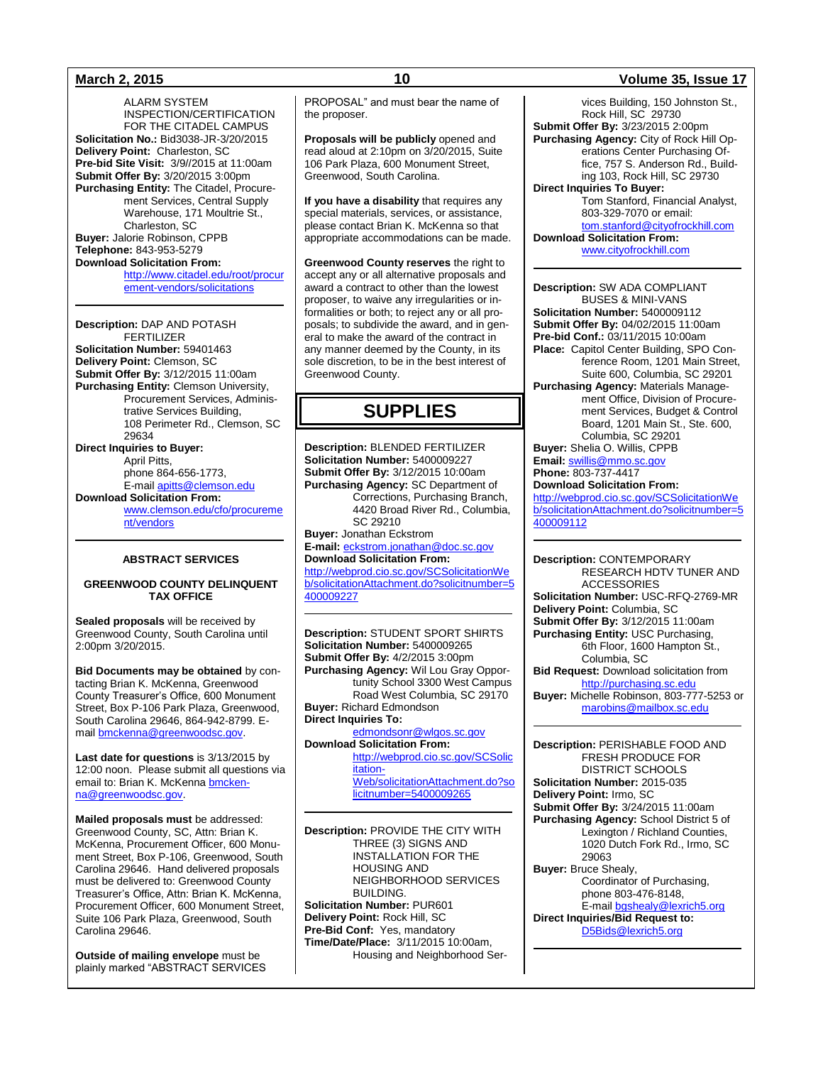ALARM SYSTEM INSPECTION/CERTIFICATION FOR THE CITADEL CAMPUS
**Solicitation No.:** Bid3038-JR-3/20/2015
**Delivery Point:** Charleston, SC
**Pre-bid Site Visit:** 3/9//2015 at 11:00am
**Submit Offer By:** 3/20/2015 3:00pm
**Purchasing Entity:** The Citadel, Procurement Services, Central Supply Warehouse, 171 Moultrie St., Charleston, SC
**Buyer:** Jalorie Robinson, CPPB
**Telephone:** 843-953-5279
**Download Solicitation From:**
http://www.citadel.edu/root/procurement-vendors/solicitations

---

**Description:** DAP AND POTASH FERTILIZER
**Solicitation Number:** 59401463
**Delivery Point:** Clemson, SC
**Submit Offer By:** 3/12/2015 11:00am
**Purchasing Entity:** Clemson University, Procurement Services, Administrative Services Building, 108 Perimeter Rd., Clemson, SC 29634
**Direct Inquiries to Buyer:**
April Pitts,
phone 864-656-1773,
E-mail apitts@clemson.edu
**Download Solicitation From:**
www.clemson.edu/cfo/procurement/vendors

---

**ABSTRACT SERVICES**

**GREENWOOD COUNTY DELINQUENT TAX OFFICE**

**Sealed proposals** will be received by Greenwood County, South Carolina until 2:00pm 3/20/2015.

**Bid Documents may be obtained** by contacting Brian K. McKenna, Greenwood County Treasurer's Office, 600 Monument Street, Box P-106 Park Plaza, Greenwood, South Carolina 29646, 864-942-8799. E-mail bmckenna@greenwoodsc.gov.

**Last date for questions** is 3/13/2015 by 12:00 noon. Please submit all questions via email to: Brian K. McKenna bmckenna@greenwoodsc.gov.

**Mailed proposals must** be addressed: Greenwood County, SC, Attn: Brian K. McKenna, Procurement Officer, 600 Monument Street, Box P-106, Greenwood, South Carolina 29646. Hand delivered proposals must be delivered to: Greenwood County Treasurer's Office, Attn: Brian K. McKenna, Procurement Officer, 600 Monument Street, Suite 106 Park Plaza, Greenwood, South Carolina 29646.

**Outside of mailing envelope** must be plainly marked "ABSTRACT SERVICES PROPOSAL" and must bear the name of the proposer.

**Proposals will be publicly** opened and read aloud at 2:10pm on 3/20/2015, Suite 106 Park Plaza, 600 Monument Street, Greenwood, South Carolina.

**If you have a disability** that requires any special materials, services, or assistance, please contact Brian K. McKenna so that appropriate accommodations can be made.

**Greenwood County reserves** the right to accept any or all alternative proposals and award a contract to other than the lowest proposer, to waive any irregularities or informalities or both; to reject any or all proposals; to subdivide the award, and in general to make the award of the contract in any manner deemed by the County, in its sole discretion, to be in the best interest of Greenwood County.

# SUPPLIES

**Description:** BLENDED FERTILIZER
**Solicitation Number:** 5400009227
**Submit Offer By:** 3/12/2015 10:00am
**Purchasing Agency:** SC Department of Corrections, Purchasing Branch, 4420 Broad River Rd., Columbia, SC 29210
**Buyer:** Jonathan Eckstrom
**E-mail:** eckstrom.jonathan@doc.sc.gov
**Download Solicitation From:**
http://webprod.cio.sc.gov/SCSolicitationWeb/solicitationAttachment.do?solicitnumber=5400009227

---

**Description:** STUDENT SPORT SHIRTS
**Solicitation Number:** 5400009265
**Submit Offer By:** 4/2/2015 3:00pm
**Purchasing Agency:** Wil Lou Gray Opportunity School 3300 West Campus Road West Columbia, SC 29170
**Buyer:** Richard Edmondson
**Direct Inquiries To:**
edmondsonr@wlgos.sc.gov
**Download Solicitation From:**
http://webprod.cio.sc.gov/SCSolicitation-Web/solicitationAttachment.do?solicitnumber=5400009265

---

**Description:** PROVIDE THE CITY WITH THREE (3) SIGNS AND INSTALLATION FOR THE HOUSING AND NEIGHBORHOOD SERVICES BUILDING.
**Solicitation Number:** PUR601
**Delivery Point:** Rock Hill, SC
**Pre-Bid Conf:** Yes, mandatory
**Time/Date/Place:** 3/11/2015 10:00am, Housing and Neighborhood Services Building, 150 Johnston St., Rock Hill, SC 29730
**Submit Offer By:** 3/23/2015 2:00pm
**Purchasing Agency:** City of Rock Hill Operations Center Purchasing Office, 757 S. Anderson Rd., Building 103, Rock Hill, SC 29730
**Direct Inquiries To Buyer:**
Tom Stanford, Financial Analyst, 803-329-7070 or email: tom.stanford@cityofrockhill.com
**Download Solicitation From:**
www.cityofrockhill.com

---

**Description:** SW ADA COMPLIANT BUSES & MINI-VANS
**Solicitation Number:** 5400009112
**Submit Offer By:** 04/02/2015 11:00am
**Pre-bid Conf.:** 03/11/2015 10:00am
**Place:** Capitol Center Building, SPO Conference Room, 1201 Main Street, Suite 600, Columbia, SC 29201
**Purchasing Agency:** Materials Management Office, Division of Procurement Services, Budget & Control Board, 1201 Main St., Ste. 600, Columbia, SC 29201
**Buyer:** Shelia O. Willis, CPPB
**Email:** swillis@mmo.sc.gov
**Phone:** 803-737-4417
**Download Solicitation From:**
http://webprod.cio.sc.gov/SCSolicitationWeb/solicitationAttachment.do?solicitnumber=5400009112

---

**Description:** CONTEMPORARY RESEARCH HDTV TUNER AND ACCESSORIES
**Solicitation Number:** USC-RFQ-2769-MR
**Delivery Point:** Columbia, SC
**Submit Offer By:** 3/12/2015 11:00am
**Purchasing Entity:** USC Purchasing, 6th Floor, 1600 Hampton St., Columbia, SC
**Bid Request:** Download solicitation from http://purchasing.sc.edu
**Buyer:** Michelle Robinson, 803-777-5253 or marobins@mailbox.sc.edu

---

**Description:** PERISHABLE FOOD AND FRESH PRODUCE FOR DISTRICT SCHOOLS
**Solicitation Number:** 2015-035
**Delivery Point:** Irmo, SC
**Submit Offer By:** 3/24/2015 11:00am
**Purchasing Agency:** School District 5 of Lexington / Richland Counties, 1020 Dutch Fork Rd., Irmo, SC 29063
**Buyer:** Bruce Shealy,
Coordinator of Purchasing,
phone 803-476-8148,
E-mail bgshealy@lexrich5.org
**Direct Inquiries/Bid Request to:**
D5Bids@lexrich5.org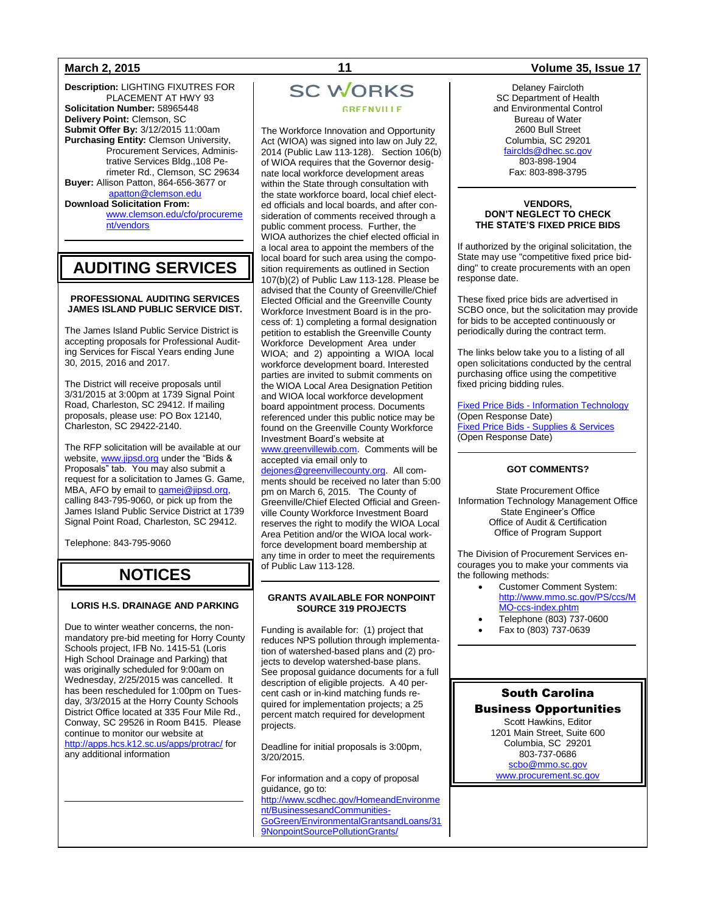**Description:** LIGHTING FIXTURES FOR PLACEMENT AT HWY 93
**Solicitation Number:** 58965448
**Delivery Point:** Clemson, SC
**Submit Offer By:** 3/12/2015 11:00am
**Purchasing Entity:** Clemson University, Procurement Services, Administrative Services Bldg.,108 Perimeter Rd., Clemson, SC 29634
**Buyer:** Allison Patton, 864-656-3677 or apatton@clemson.edu
**Download Solicitation From:** www.clemson.edu/cfo/procurement/vendors

# AUDITING SERVICES

### PROFESSIONAL AUDITING SERVICES JAMES ISLAND PUBLIC SERVICE DIST.

The James Island Public Service District is accepting proposals for Professional Auditing Services for Fiscal Years ending June 30, 2015, 2016 and 2017.

The District will receive proposals until 3/31/2015 at 3:00pm at 1739 Signal Point Road, Charleston, SC 29412. If mailing proposals, please use: PO Box 12140, Charleston, SC 29422-2140.

The RFP solicitation will be available at our website, www.jipsd.org under the "Bids & Proposals" tab. You may also submit a request for a solicitation to James G. Game, MBA, AFO by email to gamej@jipsd.org, calling 843-795-9060, or pick up from the James Island Public Service District at 1739 Signal Point Road, Charleston, SC 29412.

Telephone: 843-795-9060

# NOTICES

### LORIS H.S. DRAINAGE AND PARKING

Due to winter weather concerns, the non-mandatory pre-bid meeting for Horry County Schools project, IFB No. 1415-51 (Loris High School Drainage and Parking) that was originally scheduled for 9:00am on Wednesday, 2/25/2015 was cancelled. It has been rescheduled for 1:00pm on Tuesday, 3/3/2015 at the Horry County Schools District Office located at 335 Four Mile Rd., Conway, SC 29526 in Room B415. Please continue to monitor our website at http://apps.hcs.k12.sc.us/apps/protrac/ for any additional information

### SC WORKS GREENVILLE

The Workforce Innovation and Opportunity Act (WIOA) was signed into law on July 22, 2014 (Public Law 113-128). Section 106(b) of WIOA requires that the Governor designate local workforce development areas within the State through consultation with the state workforce board, local chief elected officials and local boards, and after consideration of comments received through a public comment process. Further, the WIOA authorizes the chief elected official in a local area to appoint the members of the local board for such area using the composition requirements as outlined in Section 107(b)(2) of Public Law 113-128. Please be advised that the County of Greenville/Chief Elected Official and the Greenville County Workforce Investment Board is in the process of: 1) completing a formal designation petition to establish the Greenville County Workforce Development Area under WIOA; and 2) appointing a WIOA local workforce development board. Interested parties are invited to submit comments on the WIOA Local Area Designation Petition and WIOA local workforce development board appointment process. Documents referenced under this public notice may be found on the Greenville County Workforce Investment Board's website at www.greenvillewib.com. Comments will be accepted via email only to dejones@greenvillecounty.org. All comments should be received no later than 5:00 pm on March 6, 2015. The County of Greenville/Chief Elected Official and Greenville County Workforce Investment Board reserves the right to modify the WIOA Local Area Petition and/or the WIOA local workforce development board membership at any time in order to meet the requirements of Public Law 113-128.

### GRANTS AVAILABLE FOR NONPOINT SOURCE 319 PROJECTS

Funding is available for: (1) project that reduces NPS pollution through implementation of watershed-based plans and (2) projects to develop watershed-base plans. See proposal guidance documents for a full description of eligible projects. A 40 percent cash or in-kind matching funds required for implementation projects; a 25 percent match required for development projects.

Deadline for initial proposals is 3:00pm, 3/20/2015.

For information and a copy of proposal guidance, go to: http://www.scdhec.gov/HomeandEnvironment/BusinessesandCommunities-GoGreen/EnvironmentalGrantsandLoans/319NonpointSourcePollutionGrants/

Delaney Faircloth
SC Department of Health and Environmental Control
Bureau of Water
2600 Bull Street
Columbia, SC 29201
fairclds@dhec.sc.gov
803-898-1904
Fax: 803-898-3795

### VENDORS, DON'T NEGLECT TO CHECK THE STATE'S FIXED PRICE BIDS

If authorized by the original solicitation, the State may use "competitive fixed price bidding" to create procurements with an open response date.

These fixed price bids are advertised in SCBO once, but the solicitation may provide for bids to be accepted continuously or periodically during the contract term.

The links below take you to a listing of all open solicitations conducted by the central purchasing office using the competitive fixed pricing bidding rules.

Fixed Price Bids - Information Technology (Open Response Date)
Fixed Price Bids - Supplies & Services (Open Response Date)

### GOT COMMENTS?

State Procurement Office
Information Technology Management Office
State Engineer's Office
Office of Audit & Certification
Office of Program Support

The Division of Procurement Services encourages you to make your comments via the following methods:

- Customer Comment System: http://www.mmo.sc.gov/PS/ccs/MMO-ccs-index.phtm
- Telephone (803) 737-0600
- Fax to (803) 737-0639

**South Carolina Business Opportunities**
Scott Hawkins, Editor
1201 Main Street, Suite 600
Columbia, SC 29201
803-737-0686
scbo@mmo.sc.gov
www.procurement.sc.gov